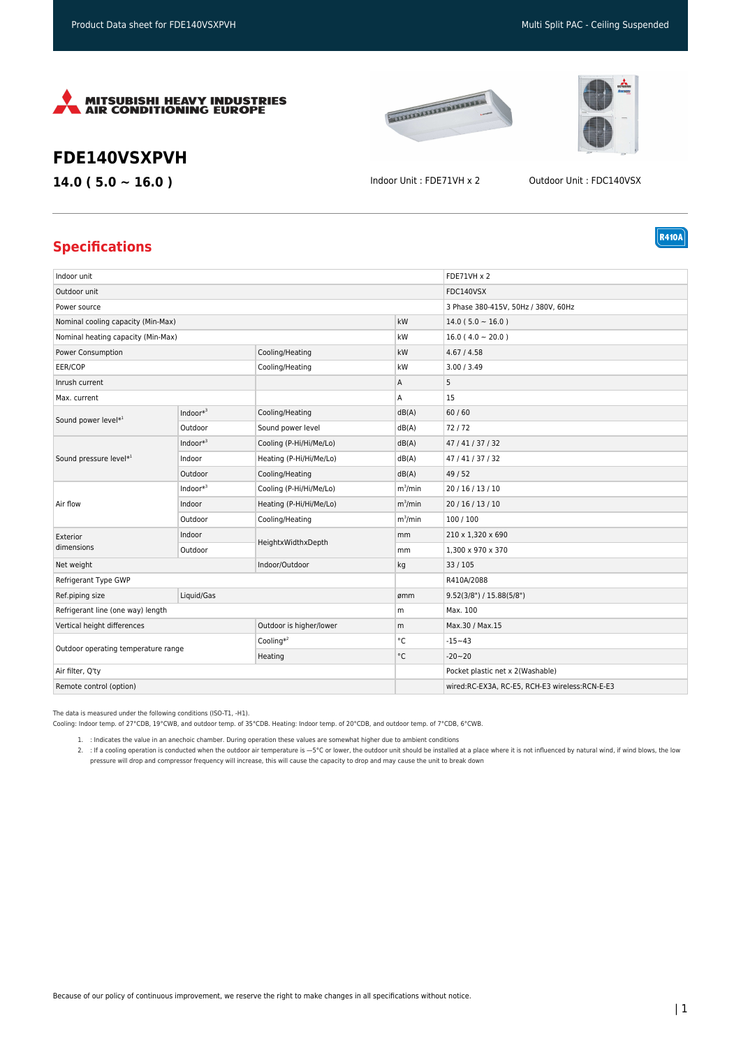# FDE140VSXPVH

**14.0 ( 5.0 ~ 16.0 )**

Indoor Unit : FDE71VH x 2

Outdoor Unit : FDC140VSX

## Specifications

R410A

| | | | | |
|---|---|---|---|---|
| Indoor unit | | | | FDE71VH x 2 |
| Outdoor unit | | | | FDC140VSX |
| Power source | | | | 3 Phase 380-415V, 50Hz / 380V, 60Hz |
| Nominal cooling capacity (Min-Max) | | | kW | 14.0 ( 5.0 ~ 16.0 ) |
| Nominal heating capacity (Min-Max) | | | kW | 16.0 ( 4.0 ~ 20.0 ) |
| Power Consumption | | Cooling/Heating | kW | 4.67 / 4.58 |
| EER/COP | | Cooling/Heating | kW | 3.00 / 3.49 |
| Inrush current | | | A | 5 |
| Max. current | | | A | 15 |
| Sound power level*[1] | Indoor*[3] | Cooling/Heating | dB(A) | 60 / 60 |
| | Outdoor | Sound power level | dB(A) | 72 / 72 |
| Sound pressure level*[1] | Indoor*[3] | Cooling (P-Hi/Hi/Me/Lo) | dB(A) | 47 / 41 / 37 / 32 |
| | Indoor | Heating (P-Hi/Hi/Me/Lo) | dB(A) | 47 / 41 / 37 / 32 |
| | Outdoor | Cooling/Heating | dB(A) | 49 / 52 |
| Air flow | Indoor*[3] | Cooling (P-Hi/Hi/Me/Lo) | $m^3$/min | 20 / 16 / 13 / 10 |
| | Indoor | Heating (P-Hi/Hi/Me/Lo) | $m^3$/min | 20 / 16 / 13 / 10 |
| | Outdoor | Cooling/Heating | $m^3$/min | 100 / 100 |
| Exterior dimensions | Indoor | HeightxWidthxDepth | mm | 210 x 1,320 x 690 |
| | Outdoor | | mm | 1,300 x 970 x 370 |
| Net weight | | Indoor/Outdoor | kg | 33 / 105 |
| Refrigerant Type GWP | | | | R410A/2088 |
| Ref.piping size | Liquid/Gas | | ømm | 9.52(3/8") / 15.88(5/8") |
| Refrigerant line (one way) length | | | m | Max. 100 |
| Vertical height differences | | Outdoor is higher/lower | m | Max.30 / Max.15 |
| Outdoor operating temperature range | | Cooling*[2] | °C | -15~43 |
| | | Heating | °C | -20~20 |
| Air filter, Q'ty | | | | Pocket plastic net x 2(Washable) |
| Remote control (option) | | | | wired:RC-EX3A, RC-E5, RCH-E3 wireless:RCN-E-E3 |

The data is measured under the following conditions (ISO-T1, -H1).
Cooling: Indoor temp. of 27°CDB, 19°CWB, and outdoor temp. of 35°CDB. Heating: Indoor temp. of 20°CDB, and outdoor temp. of 7°CDB, 6°CWB.

1. : Indicates the value in an anechoic chamber. During operation these values are somewhat higher due to ambient conditions
2. : If a cooling operation is conducted when the outdoor air temperature is —5°C or lower, the outdoor unit should be installed at a place where it is not influenced by natural wind, if wind blows, the low pressure will drop and compressor frequency will increase, this will cause the capacity to drop and may cause the unit to break down

Because of our policy of continuous improvement, we reserve the right to make changes in all specifications without notice.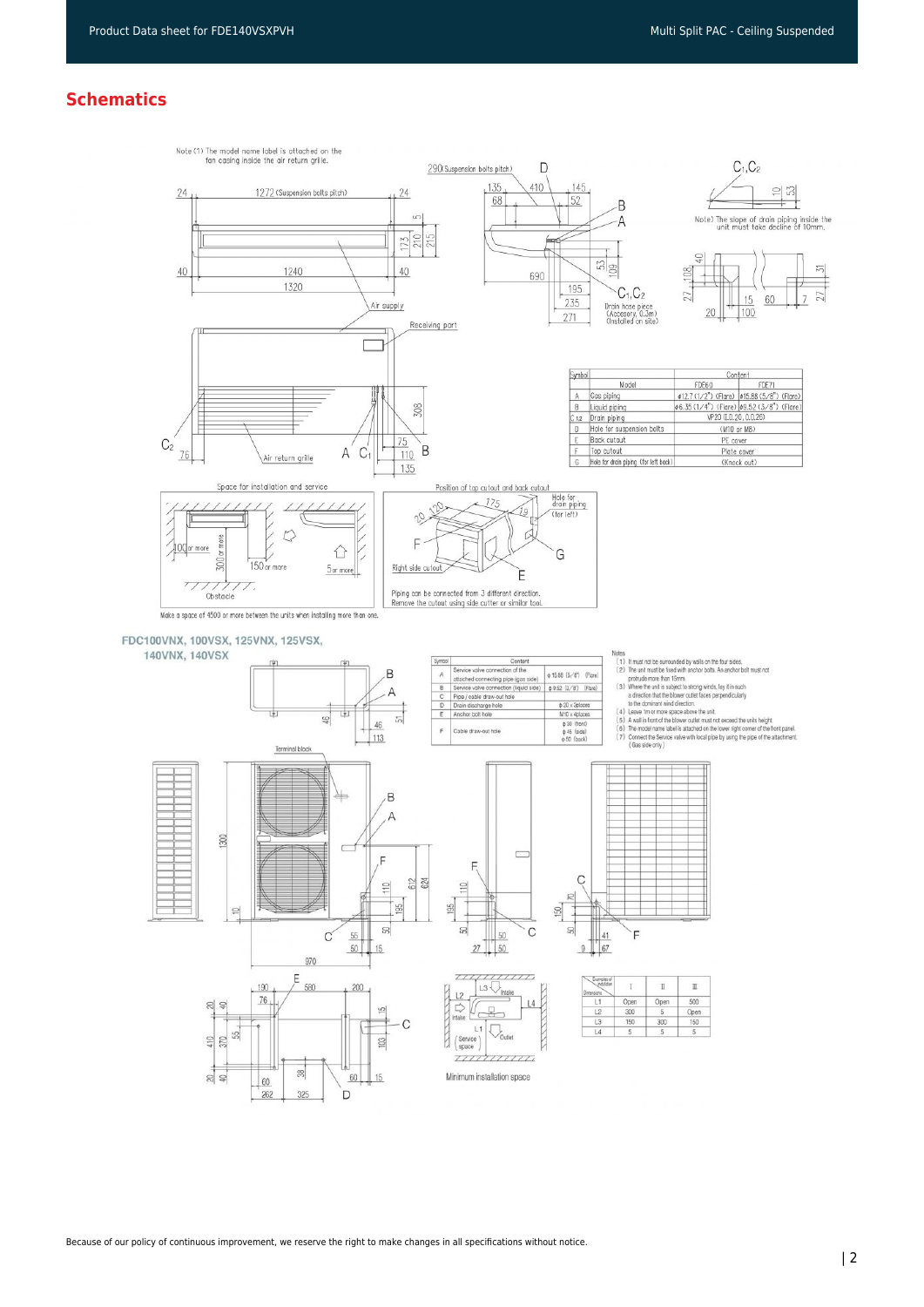## Schematics

Note (1) The model name label is attached on the fan casing inside the air return grille.

Note) The slope of drain piping inside the unit must take decline of 10mm.

| Symbol | Content | |
|---|---|---|
| Model | FDE60 | FDE71 |
| A | Gas piping | ϕ12.7 (1/2") (Flare) | ϕ15.88 (5/8") (Flare) |
| B | Liquid piping | ϕ6.35 (1/4") (Flare) | ϕ9.52 (3/8") (Flare) |
| C 1,2 | Drain piping | VP20 (I.D.20, O.D.26) | |
| D | Hole for suspension bolts | (M10 or M8) | |
| E | Back cutout | PE cover | |
| F | Top cutout | Plate cover | |
| G | Hole for drain piping (for left back) | (Knock out) | |

Space for installation and service

Position of top cutout and back cutout

Piping can be connected from 3 different direction.
Remove the cutout using side cutter or similar tool.

Make a space of 4500 or more between the units when installing more than one.

### FDC100VNX, 100VSX, 125VNX, 125VSX, 140VNX, 140VSX

| Symbol | Content | |
|---|---|---|
| A | Service valve connection of the attached connecting pipe (gas side) | ϕ15.88 (5/8") (Flare) |
| B | Service valve connection (liquid side) | ϕ9.52 (3/8") (Flare) |
| C | Pipe / cable draw-out hole | |
| D | Drain discharge hole | ϕ20 x 3places |
| E | Anchor bolt hole | M10 x 4places |
| F | Cable draw-out hole | ϕ30 (front) ϕ45 (side) ϕ50 (back) |

Notes
(1) It must not be surrounded by walls on the four sides.
(2) The unit must be fixed with anchor bolts. An anchor bolt must not protrude more than 15mm.
(3) Where the unit is subject to strong winds, lay it in such a direction that the blower outlet faces perpendicularly to the dominant wind direction.
(4) Leave 1m or more space above the unit.
(5) A wall in front of the blower outlet must not exceed the units height.
(6) The model name label is attached on the lower right corner of the front panel.
(7) Connect the Service valve with local pipe by using the pipe of the attachment. (Gas side only)

Minimum installation space

| Examples of installation / Dimensions | I | II | III |
|---|---|---|---|
| L1 | Open | Open | 500 |
| L2 | 300 | 5 | Open |
| L3 | 150 | 300 | 150 |
| L4 | 5 | 5 | 5 |

Because of our policy of continuous improvement, we reserve the right to make changes in all specifications without notice.